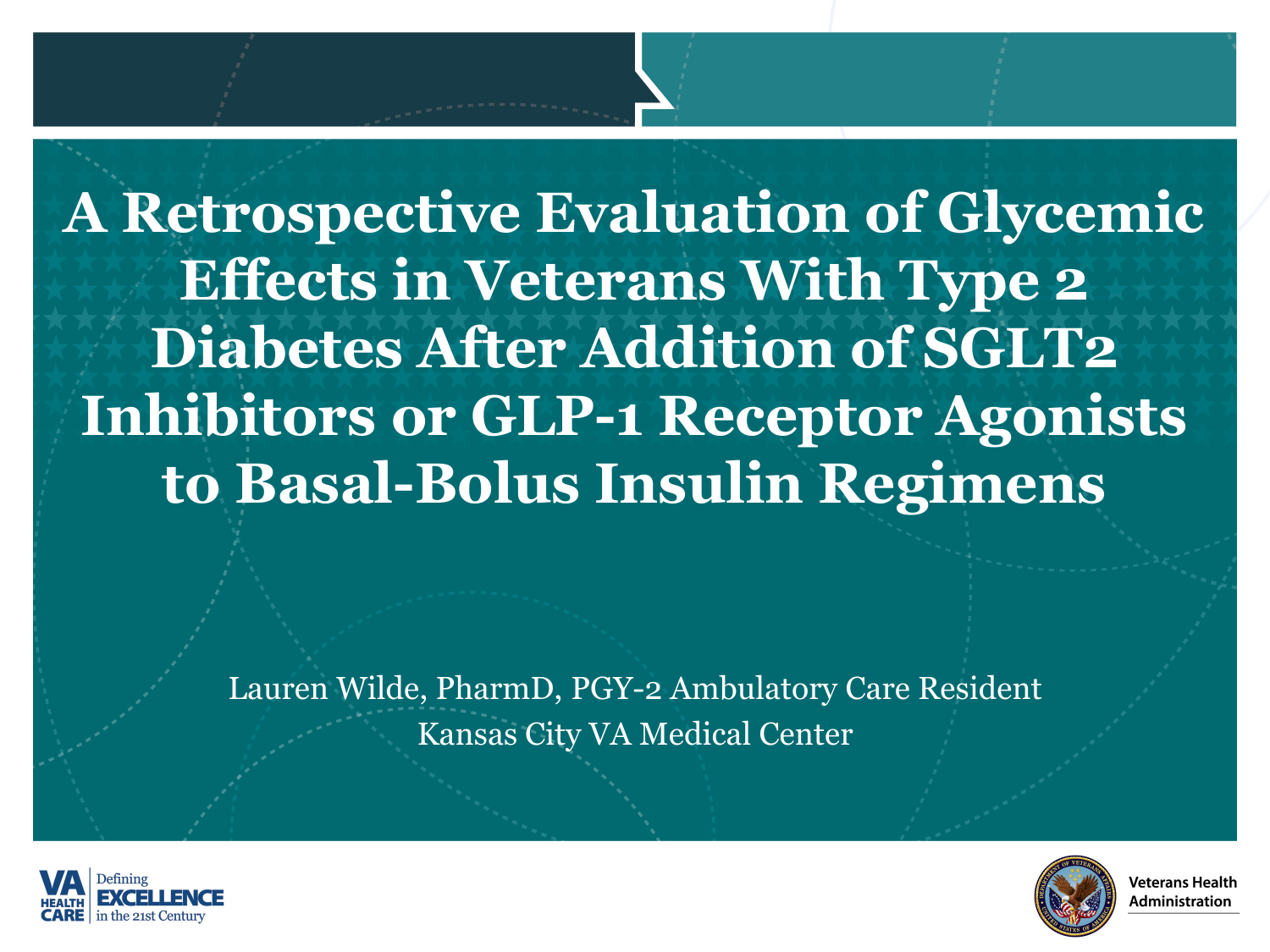# A Retrospective Evaluation of Glycemic Effects in Veterans With Type 2 Diabetes After Addition of SGLT2 Inhibitors or GLP-1 Receptor Agonists to Basal-Bolus Insulin Regimens

Lauren Wilde, PharmD, PGY-2 Ambulatory Care Resident

Kansas City VA Medical Center

VA HEALTH CARE | Defining EXCELLENCE in the 21st Century

Veterans Health Administration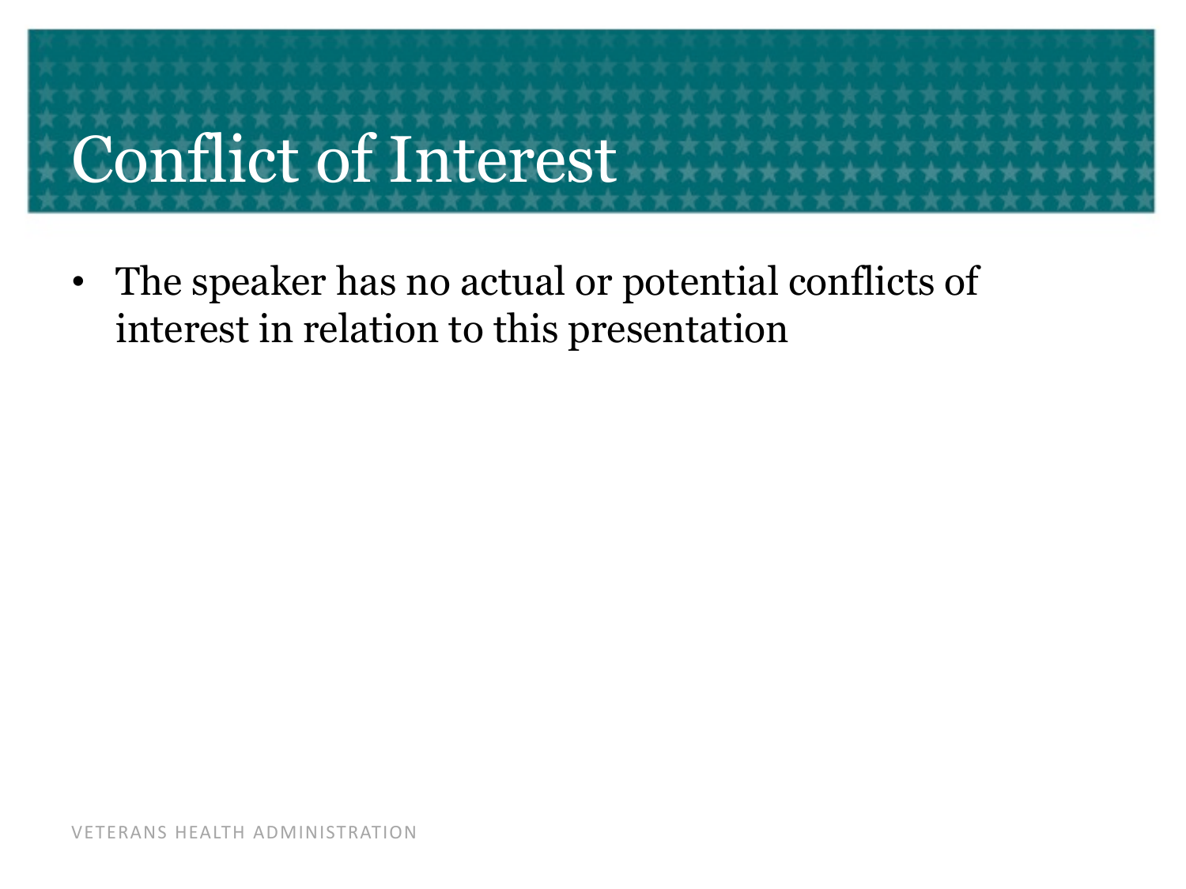# Conflict of Interest

- The speaker has no actual or potential conflicts of interest in relation to this presentation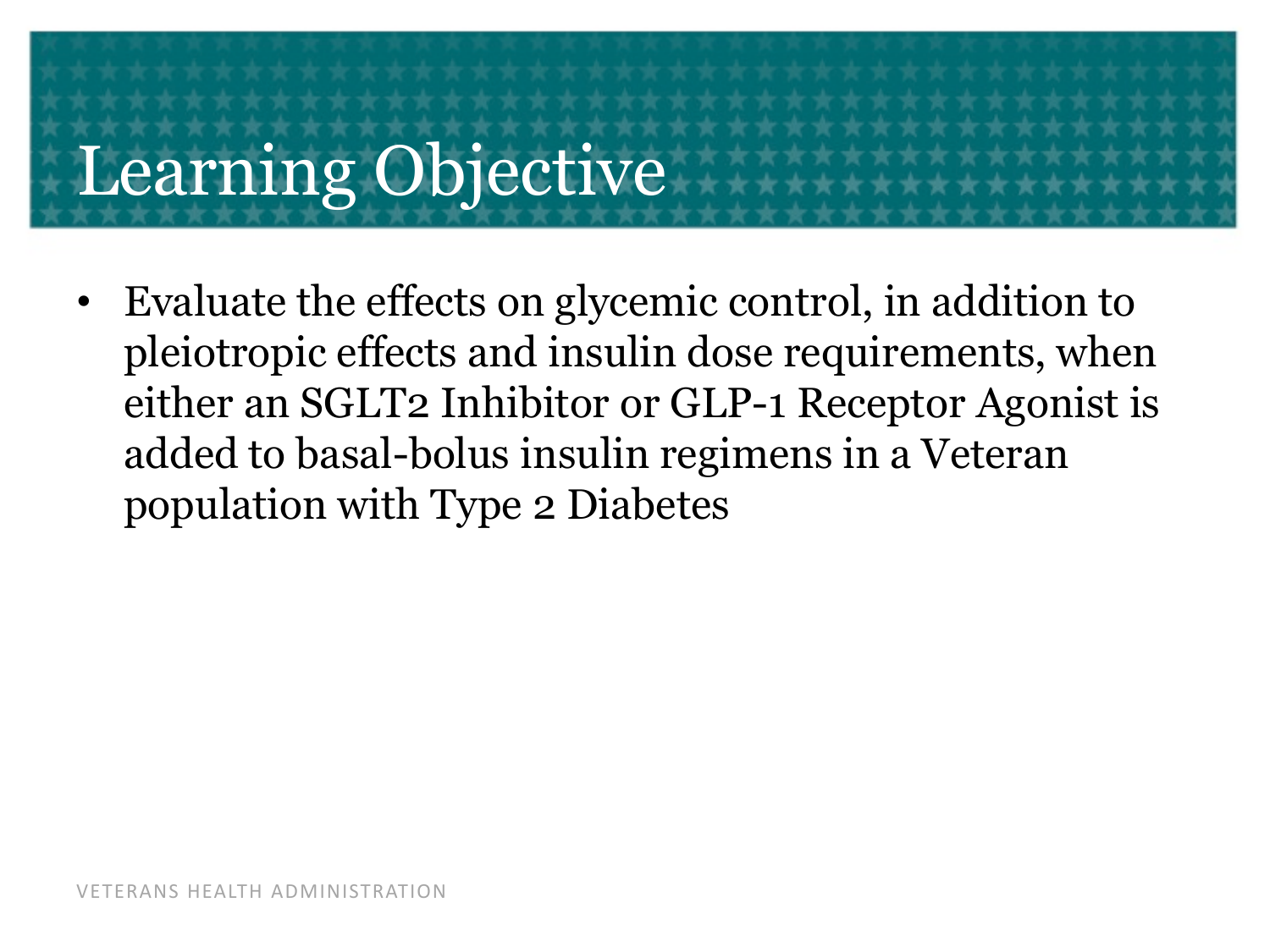# Learning Objective

- Evaluate the effects on glycemic control, in addition to pleiotropic effects and insulin dose requirements, when either an SGLT2 Inhibitor or GLP-1 Receptor Agonist is added to basal-bolus insulin regimens in a Veteran population with Type 2 Diabetes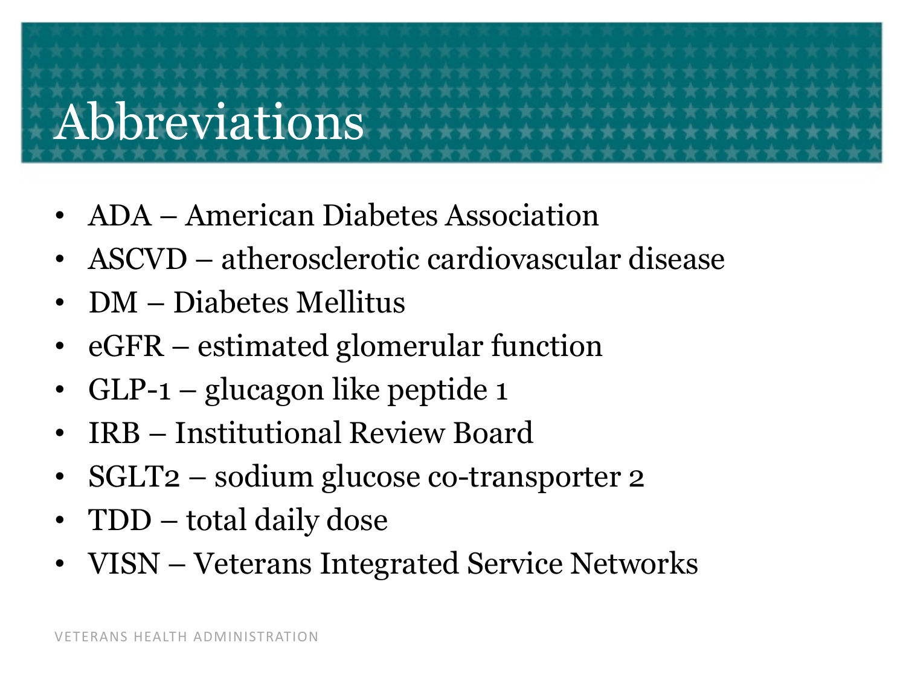# Abbreviations

- ADA – American Diabetes Association
- ASCVD – atherosclerotic cardiovascular disease
- DM – Diabetes Mellitus
- eGFR – estimated glomerular function
- GLP-1 – glucagon like peptide 1
- IRB – Institutional Review Board
- SGLT2 – sodium glucose co-transporter 2
- TDD – total daily dose
- VISN – Veterans Integrated Service Networks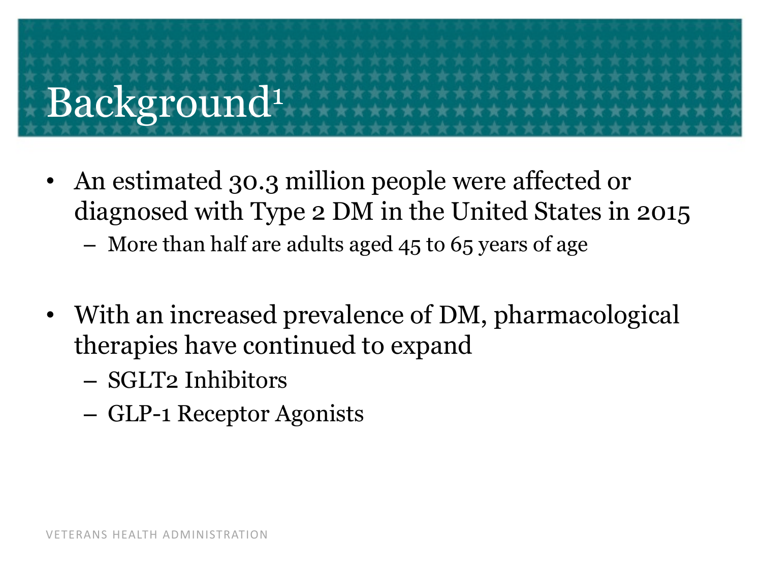# Background[1]

- An estimated 30.3 million people were affected or diagnosed with Type 2 DM in the United States in 2015
  - More than half are adults aged 45 to 65 years of age

- With an increased prevalence of DM, pharmacological therapies have continued to expand
  - SGLT2 Inhibitors
  - GLP-1 Receptor Agonists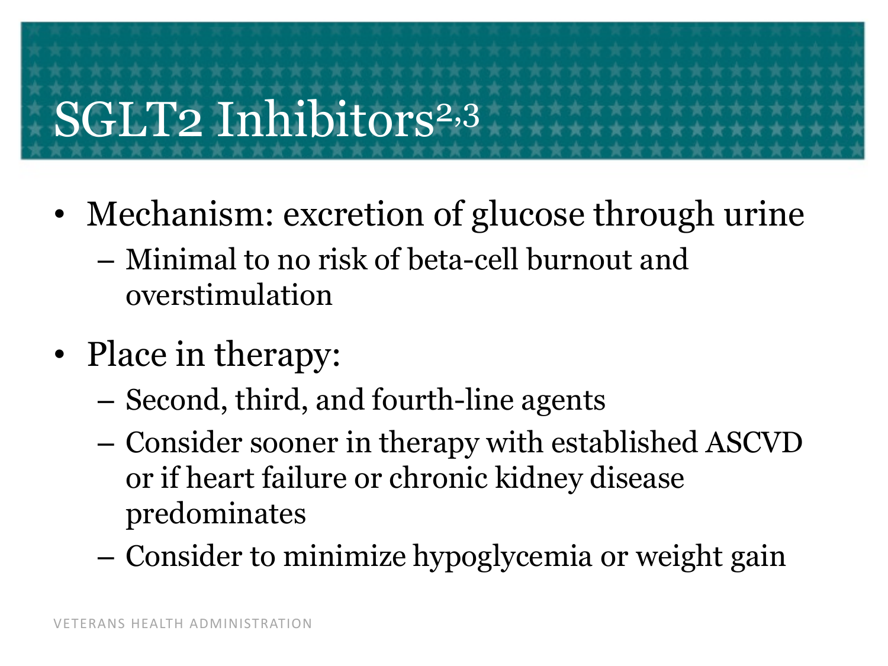# SGLT2 Inhibitors[2,3]

- Mechanism: excretion of glucose through urine
  - Minimal to no risk of beta-cell burnout and overstimulation
- Place in therapy:
  - Second, third, and fourth-line agents
  - Consider sooner in therapy with established ASCVD or if heart failure or chronic kidney disease predominates
  - Consider to minimize hypoglycemia or weight gain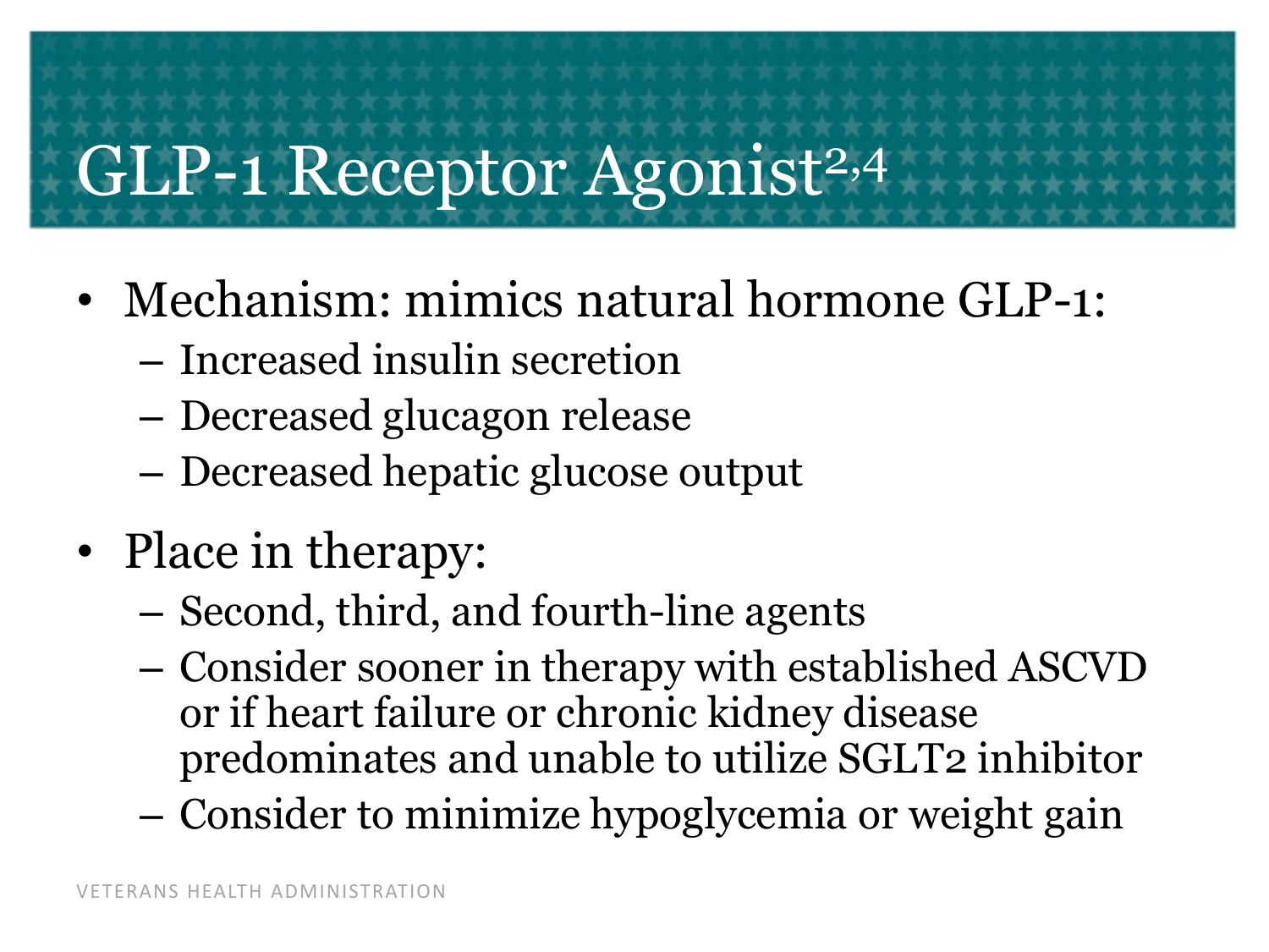# GLP-1 Receptor Agonist[2,4]

- Mechanism: mimics natural hormone GLP-1:
  - Increased insulin secretion
  - Decreased glucagon release
  - Decreased hepatic glucose output
- Place in therapy:
  - Second, third, and fourth-line agents
  - Consider sooner in therapy with established ASCVD or if heart failure or chronic kidney disease predominates and unable to utilize SGLT2 inhibitor
  - Consider to minimize hypoglycemia or weight gain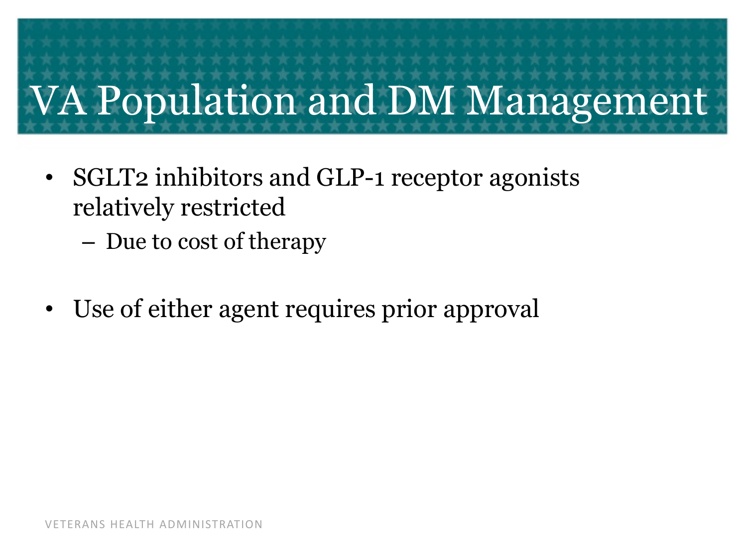# VA Population and DM Management

- SGLT2 inhibitors and GLP-1 receptor agonists relatively restricted
  - Due to cost of therapy
- Use of either agent requires prior approval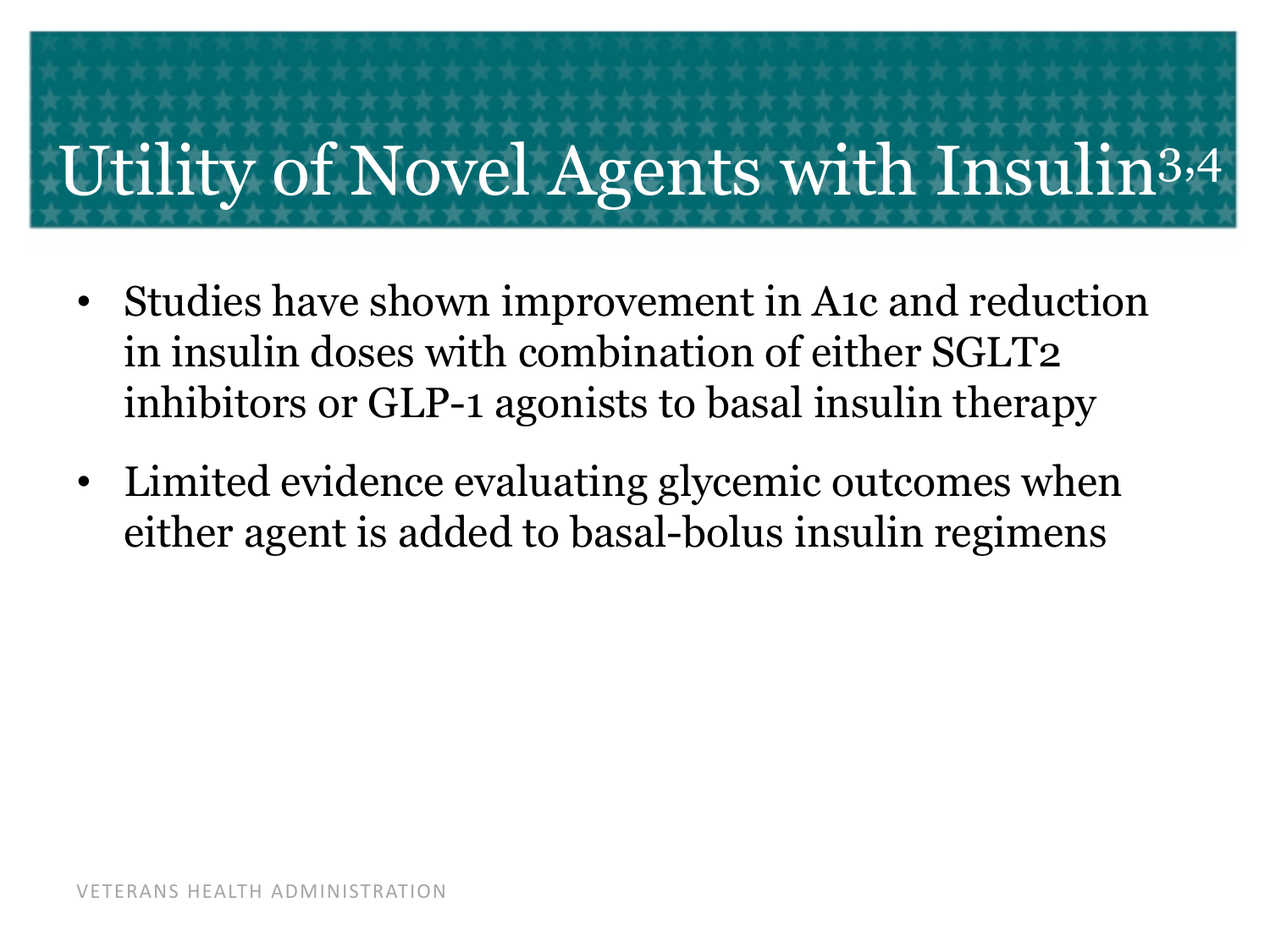# Utility of Novel Agents with Insulin[3,4]

- Studies have shown improvement in A1c and reduction in insulin doses with combination of either SGLT2 inhibitors or GLP-1 agonists to basal insulin therapy
- Limited evidence evaluating glycemic outcomes when either agent is added to basal-bolus insulin regimens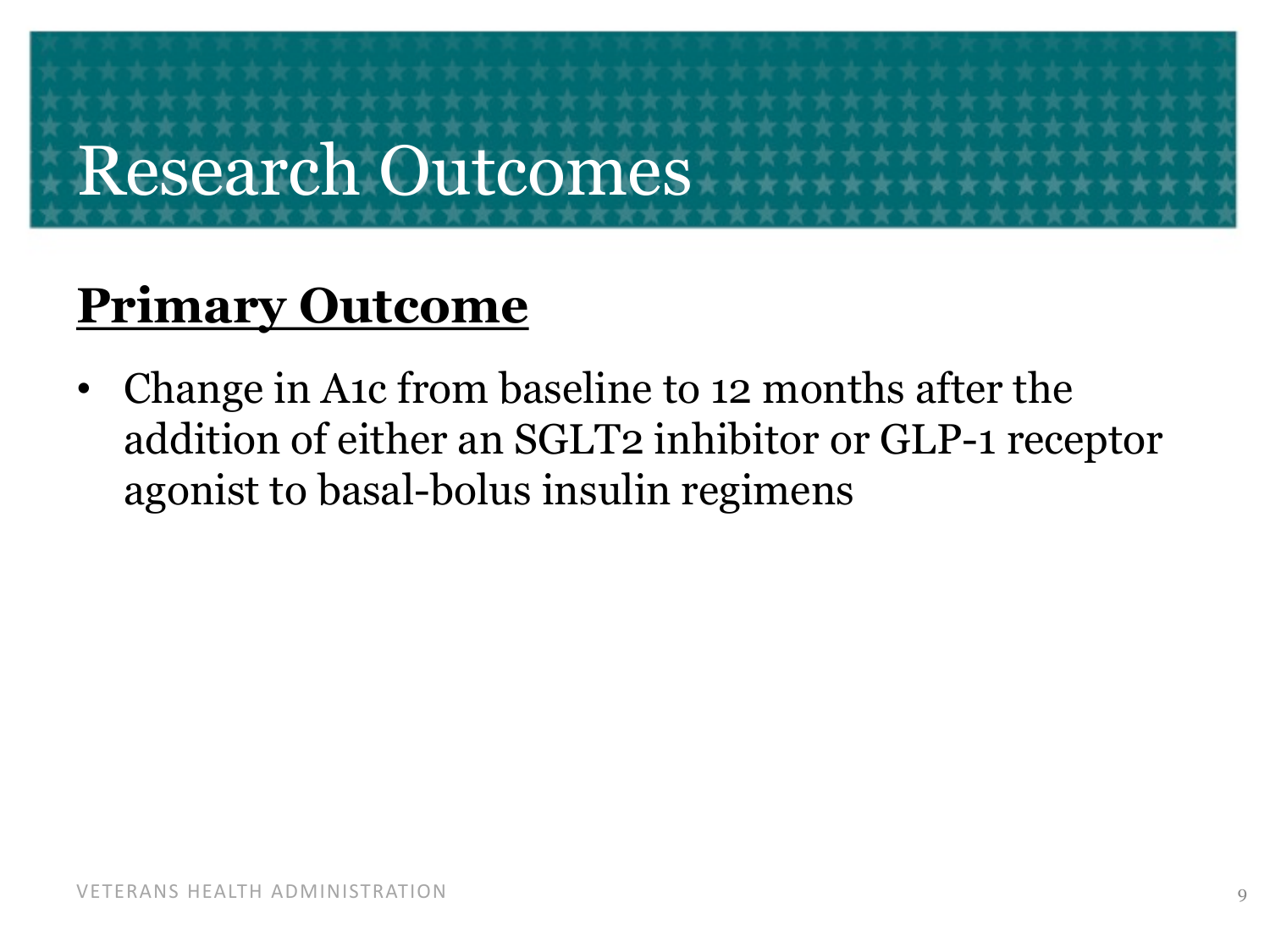# Research Outcomes

## Primary Outcome

- Change in A1c from baseline to 12 months after the addition of either an SGLT2 inhibitor or GLP-1 receptor agonist to basal-bolus insulin regimens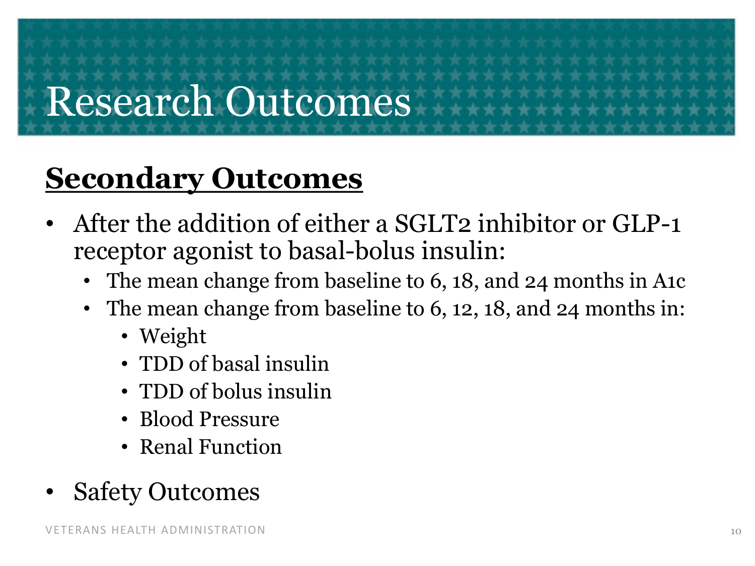# Research Outcomes

## Secondary Outcomes

- After the addition of either a SGLT2 inhibitor or GLP-1 receptor agonist to basal-bolus insulin:
  - The mean change from baseline to 6, 18, and 24 months in A1c
  - The mean change from baseline to 6, 12, 18, and 24 months in:
    - Weight
    - TDD of basal insulin
    - TDD of bolus insulin
    - Blood Pressure
    - Renal Function
- Safety Outcomes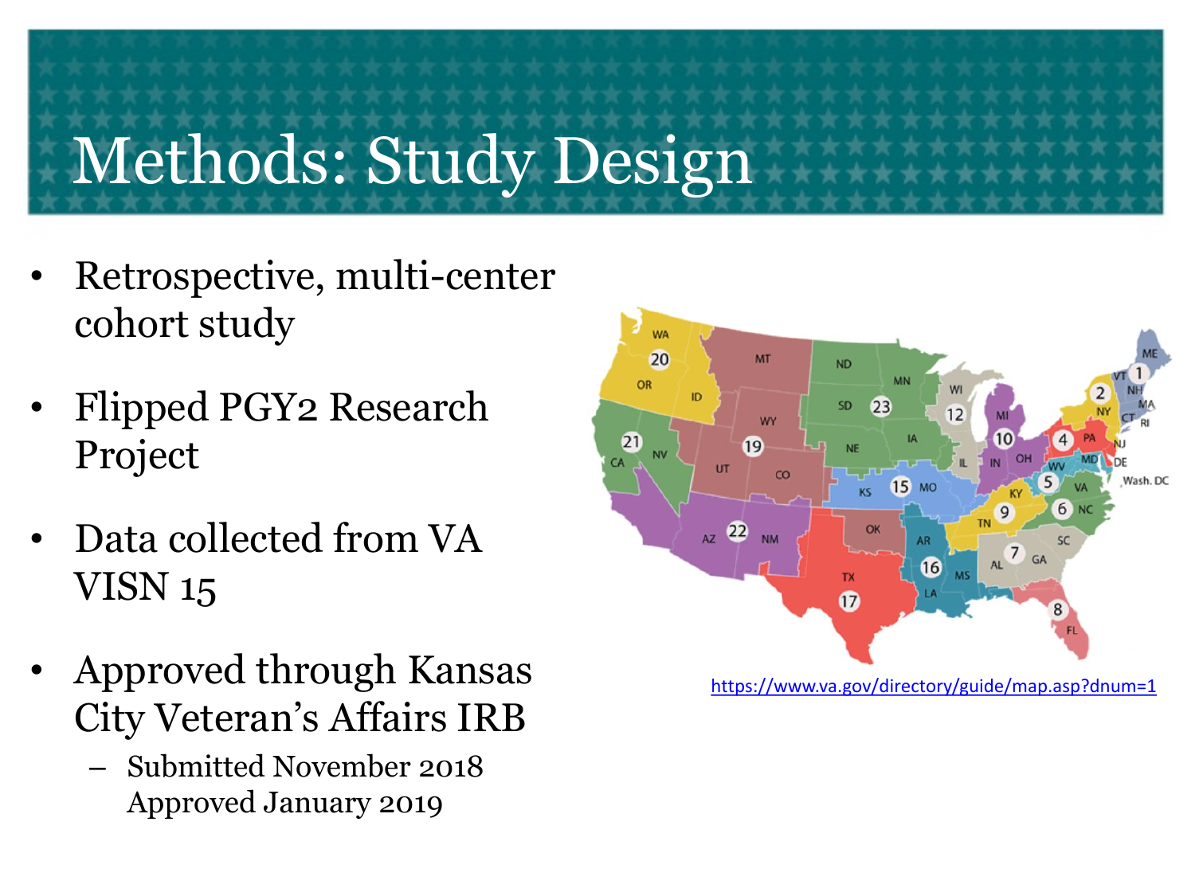# Methods: Study Design

- Retrospective, multi-center cohort study
- Flipped PGY2 Research Project
- Data collected from VA VISN 15
- Approved through Kansas City Veteran's Affairs IRB
  - Submitted November 2018 Approved January 2019

https://www.va.gov/directory/guide/map.asp?dnum=1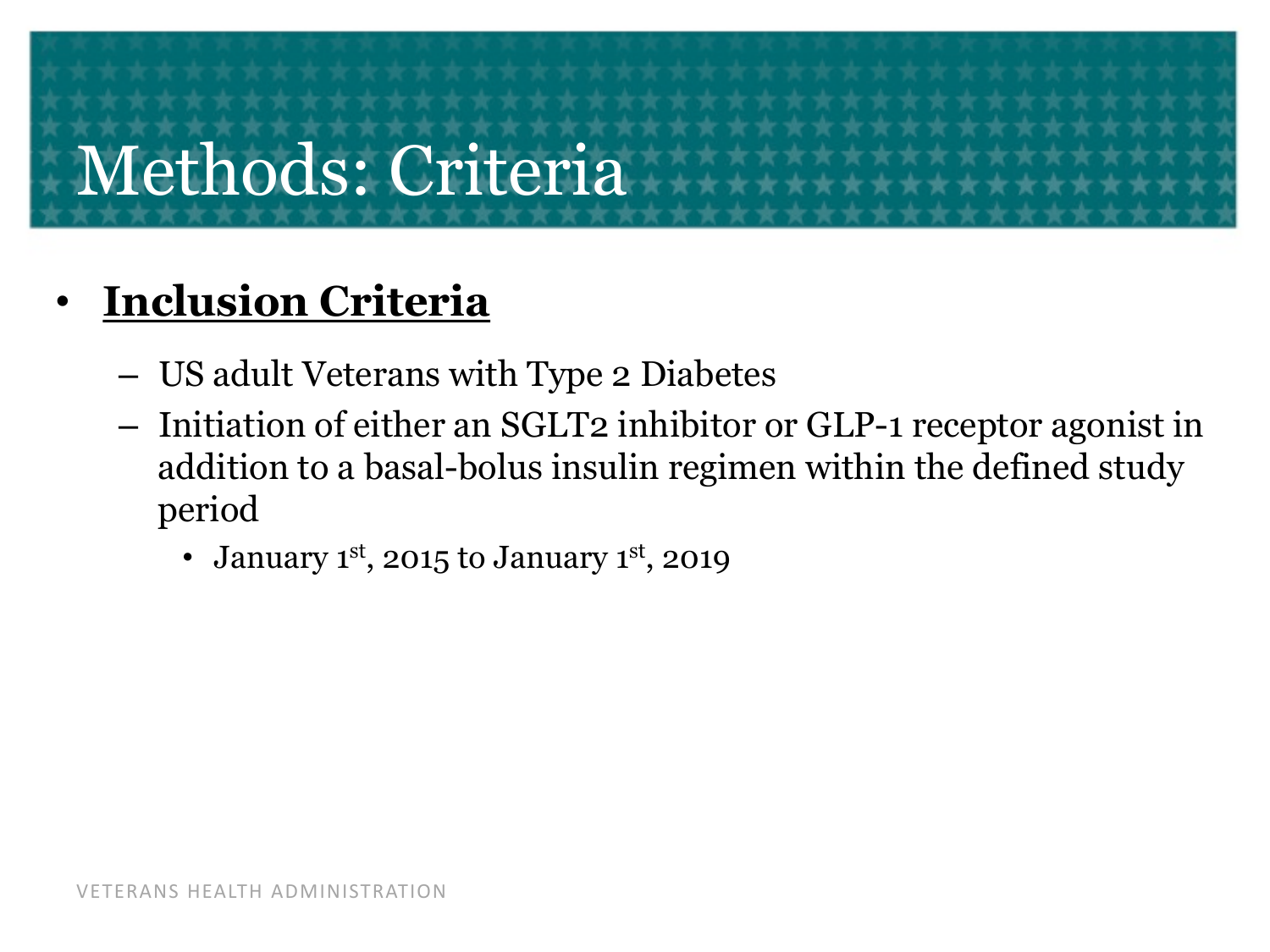# Methods: Criteria

- **Inclusion Criteria**
  - US adult Veterans with Type 2 Diabetes
  - Initiation of either an SGLT2 inhibitor or GLP-1 receptor agonist in addition to a basal-bolus insulin regimen within the defined study period
    - January 1st, 2015 to January 1st, 2019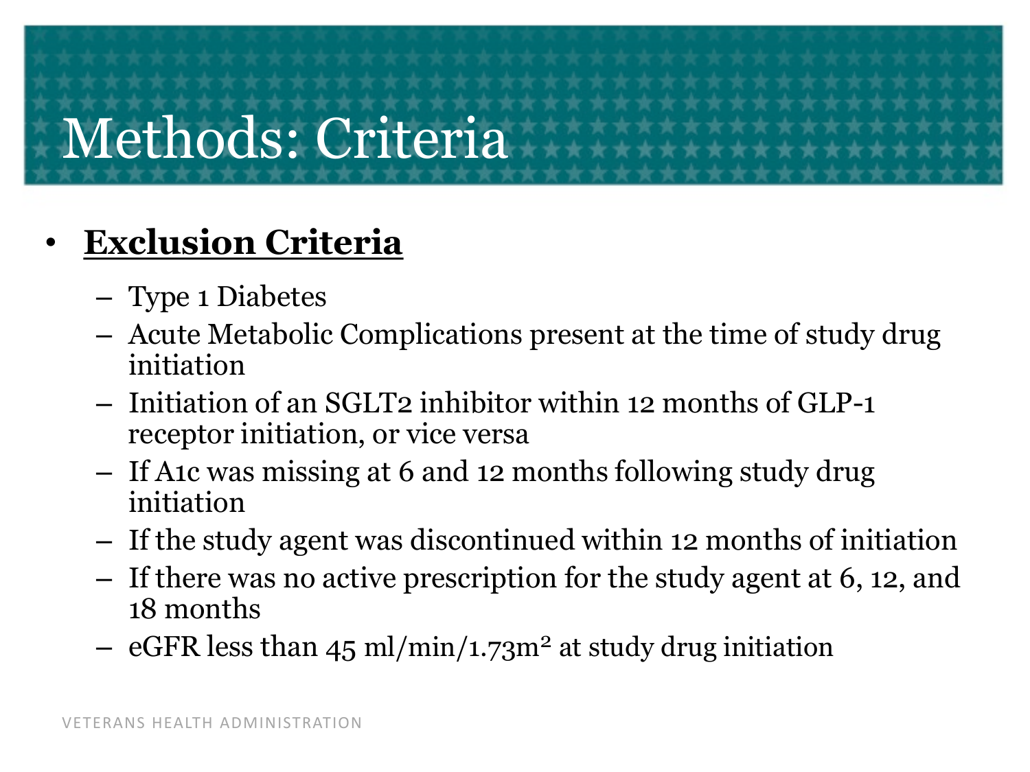# Methods: Criteria

- **Exclusion Criteria**
  - Type 1 Diabetes
  - Acute Metabolic Complications present at the time of study drug initiation
  - Initiation of an SGLT2 inhibitor within 12 months of GLP-1 receptor initiation, or vice versa
  - If A1c was missing at 6 and 12 months following study drug initiation
  - If the study agent was discontinued within 12 months of initiation
  - If there was no active prescription for the study agent at 6, 12, and 18 months
  - eGFR less than 45 ml/min/1.73m² at study drug initiation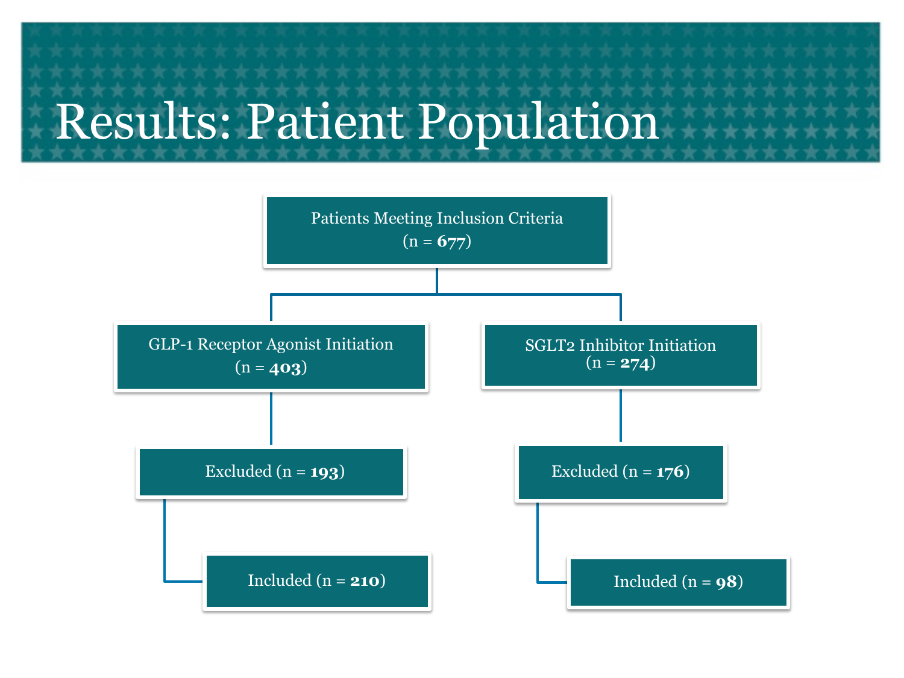# Results: Patient Population

Patients Meeting Inclusion Criteria
(n = **677**)

- GLP-1 Receptor Agonist Initiation (n = **403**)
  - Excluded (n = **193**)
  - Included (n = **210**)
- SGLT2 Inhibitor Initiation (n = **274**)
  - Excluded (n = **176**)
  - Included (n = **98**)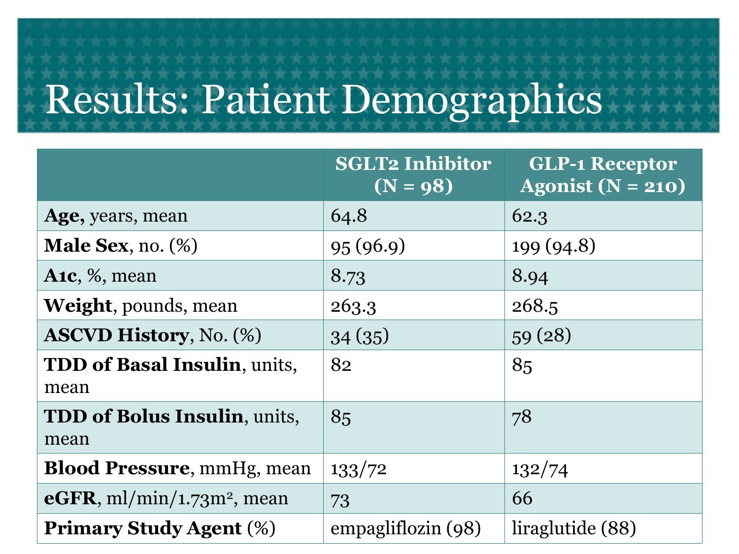# Results: Patient Demographics

| | SGLT2 Inhibitor (N = 98) | GLP-1 Receptor Agonist (N = 210) |
|---|---|---|
| **Age,** years, mean | 64.8 | 62.3 |
| **Male Sex**, no. (%) | 95 (96.9) | 199 (94.8) |
| **A1c**, %, mean | 8.73 | 8.94 |
| **Weight**, pounds, mean | 263.3 | 268.5 |
| **ASCVD History**, No. (%) | 34 (35) | 59 (28) |
| **TDD of Basal Insulin**, units, mean | 82 | 85 |
| **TDD of Bolus Insulin**, units, mean | 85 | 78 |
| **Blood Pressure**, mmHg, mean | 133/72 | 132/74 |
| **eGFR**, ml/min/1.73m$^2$, mean | 73 | 66 |
| **Primary Study Agent** (%) | empagliflozin (98) | liraglutide (88) |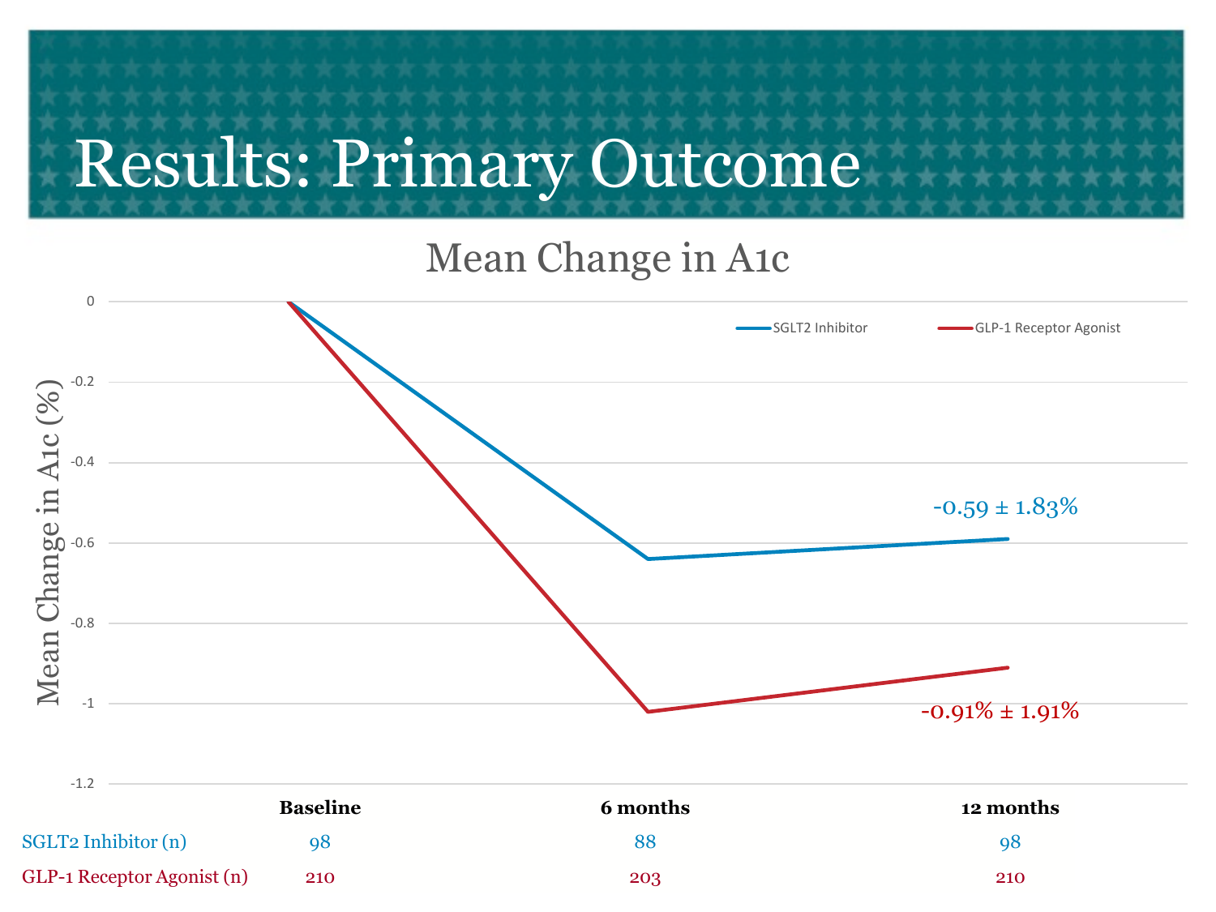# Results: Primary Outcome

## Mean Change in A1c

Mean Change in A1c (%)

SGLT2 Inhibitor — GLP-1 Receptor Agonist

-0.59 ± 1.83%

-0.91% ± 1.91%

| | Baseline | 6 months | 12 months |
|---|---|---|---|
| SGLT2 Inhibitor (n) | 98 | 88 | 98 |
| GLP-1 Receptor Agonist (n) | 210 | 203 | 210 |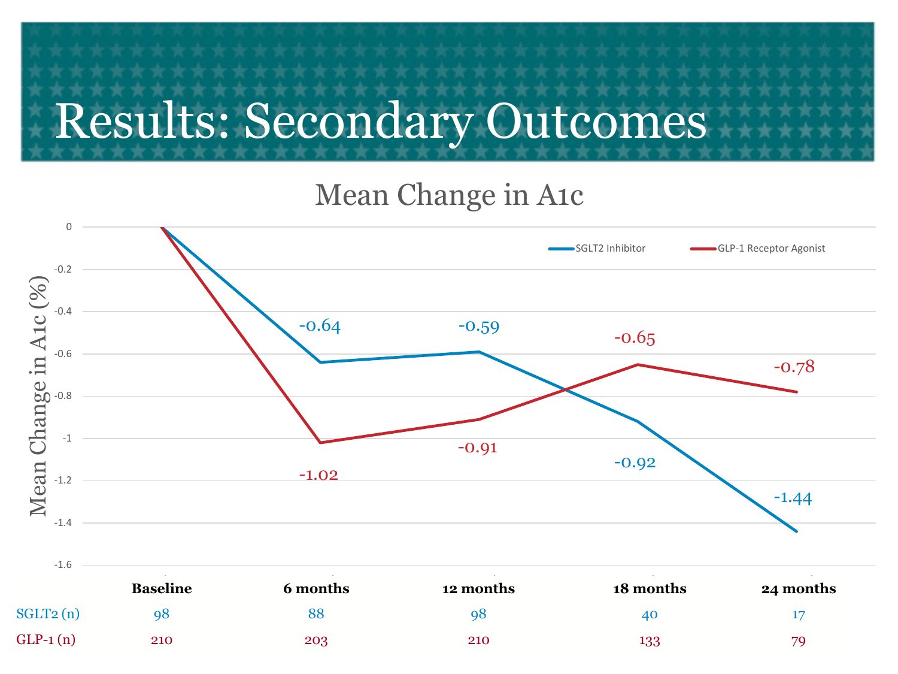# Results: Secondary Outcomes

## Mean Change in A1c

| | Baseline | 6 months | 12 months | 18 months | 24 months |
|---|---|---|---|---|---|
| SGLT2 Inhibitor (Mean Change in A1c, %) | 0 | -0.64 | -0.59 | -0.92 | -1.44 |
| GLP-1 Receptor Agonist (Mean Change in A1c, %) | 0 | -1.02 | -0.91 | -0.65 | -0.78 |
| SGLT2 (n) | 98 | 88 | 98 | 40 | 17 |
| GLP-1 (n) | 210 | 203 | 210 | 133 | 79 |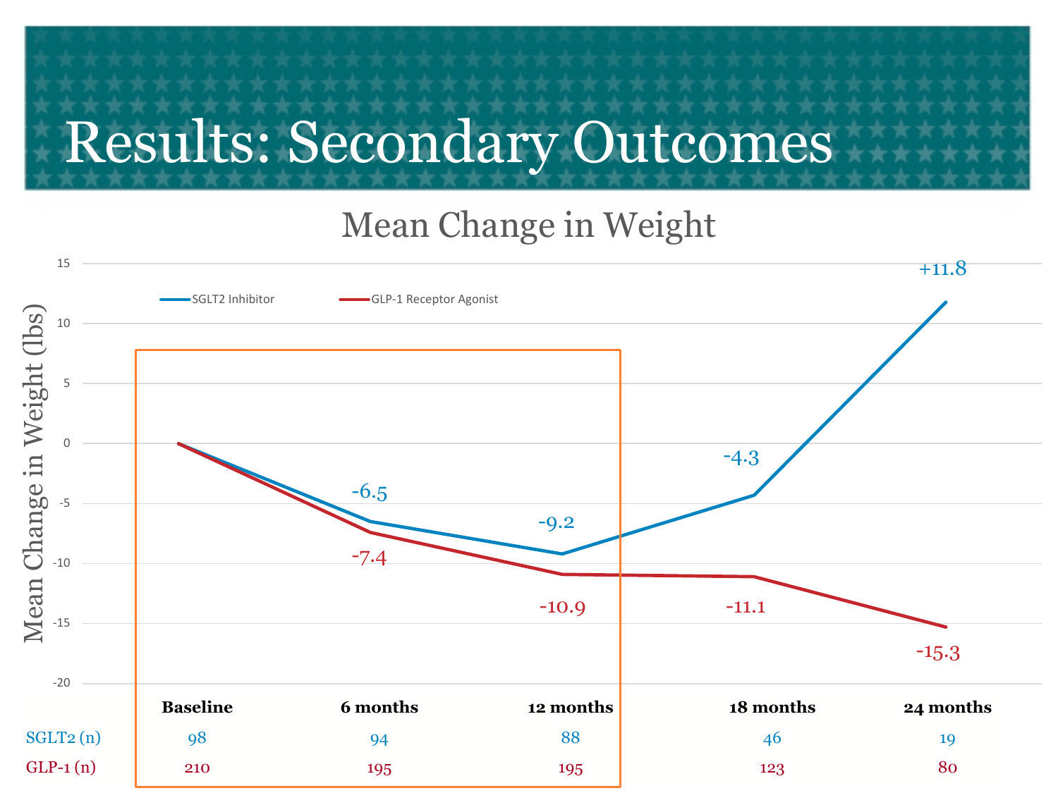# Results: Secondary Outcomes

## Mean Change in Weight

| | Baseline | 6 months | 12 months | 18 months | 24 months |
|---|---|---|---|---|---|
| SGLT2 Inhibitor (lbs) | 0 | -6.5 | -9.2 | -4.3 | +11.8 |
| GLP-1 Receptor Agonist (lbs) | 0 | -7.4 | -10.9 | -11.1 | -15.3 |
| SGLT2 (n) | 98 | 94 | 88 | 46 | 19 |
| GLP-1 (n) | 210 | 195 | 195 | 123 | 80 |

Mean Change in Weight (lbs)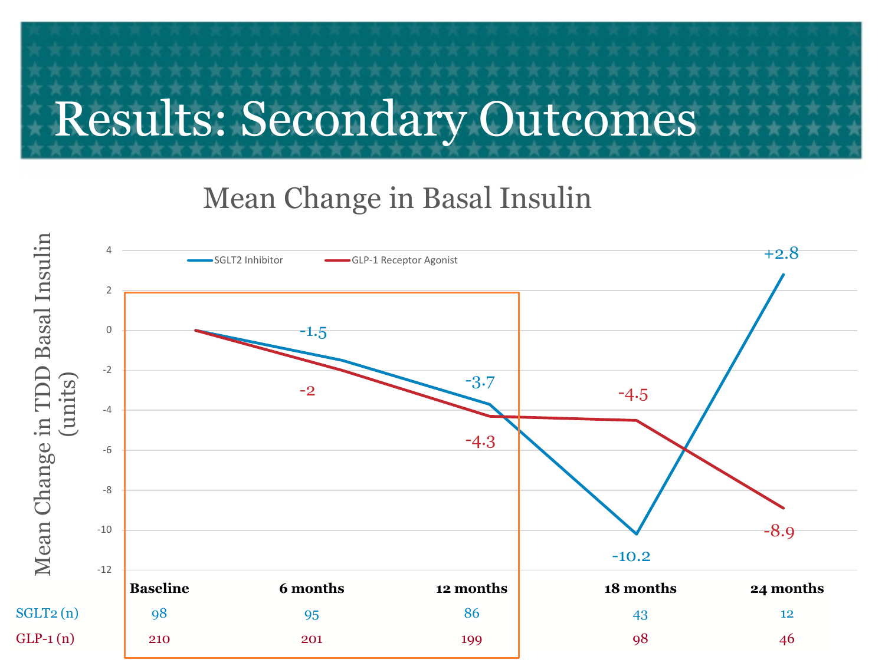# Results: Secondary Outcomes

## Mean Change in Basal Insulin

Mean Change in TDD Basal Insulin (units)

SGLT2 Inhibitor | GLP-1 Receptor Agonist

| | Baseline | 6 months | 12 months | 18 months | 24 months |
|---|---|---|---|---|---|
| SGLT2 Inhibitor | 0 | -1.5 | -3.7 | -10.2 | +2.8 |
| GLP-1 Receptor Agonist | 0 | -2 | -4.3 | -4.5 | -8.9 |
| SGLT2 (n) | 98 | 95 | 86 | 43 | 12 |
| GLP-1 (n) | 210 | 201 | 199 | 98 | 46 |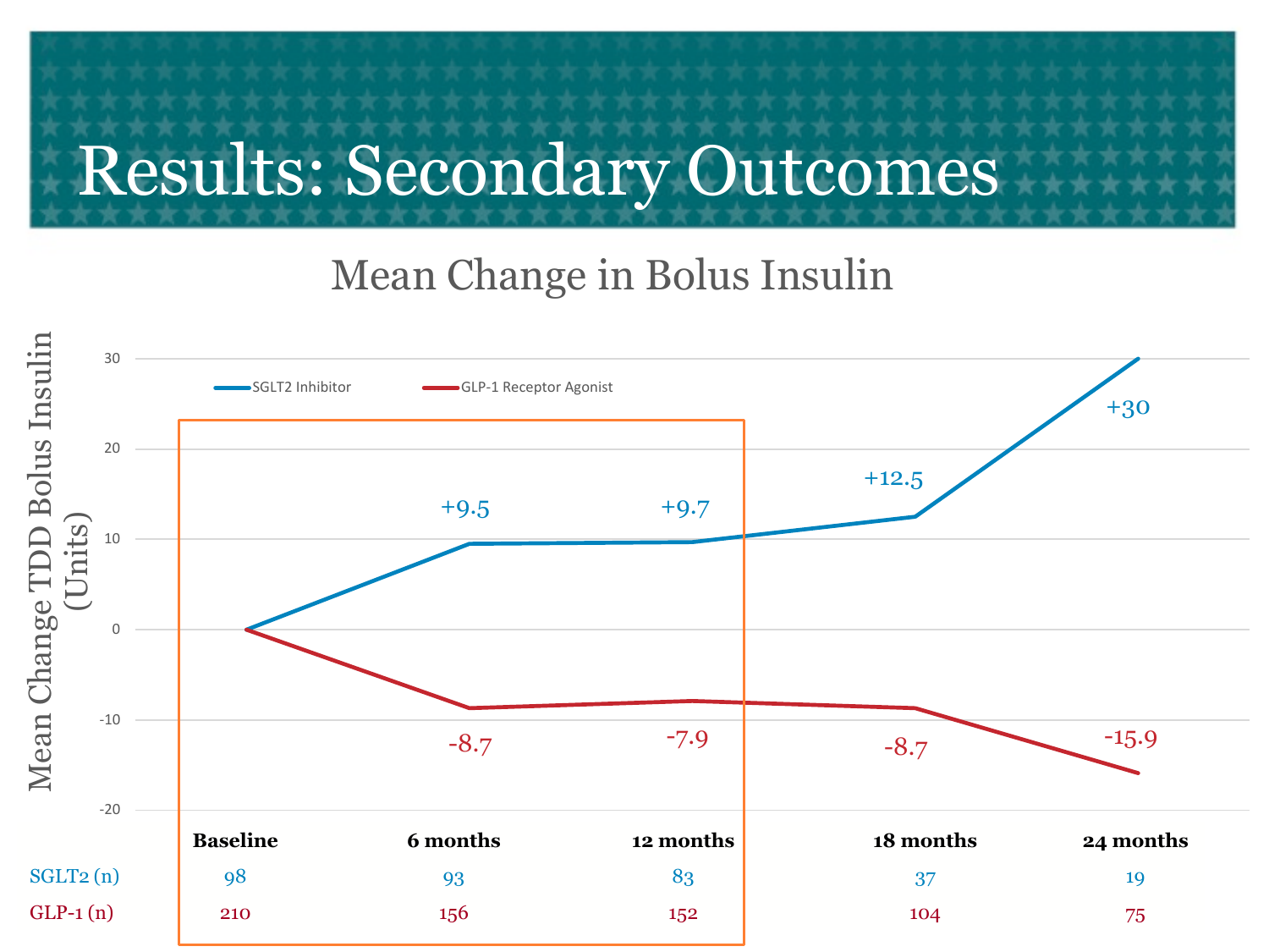# Results: Secondary Outcomes

## Mean Change in Bolus Insulin

Mean Change TDD Bolus Insulin (Units)

| | Baseline | 6 months | 12 months | 18 months | 24 months |
|---|---|---|---|---|---|
| SGLT2 Inhibitor | 0 | +9.5 | +9.7 | +12.5 | +30 |
| GLP-1 Receptor Agonist | 0 | -8.7 | -7.9 | -8.7 | -15.9 |
| SGLT2 (n) | 98 | 93 | 83 | 37 | 19 |
| GLP-1 (n) | 210 | 156 | 152 | 104 | 75 |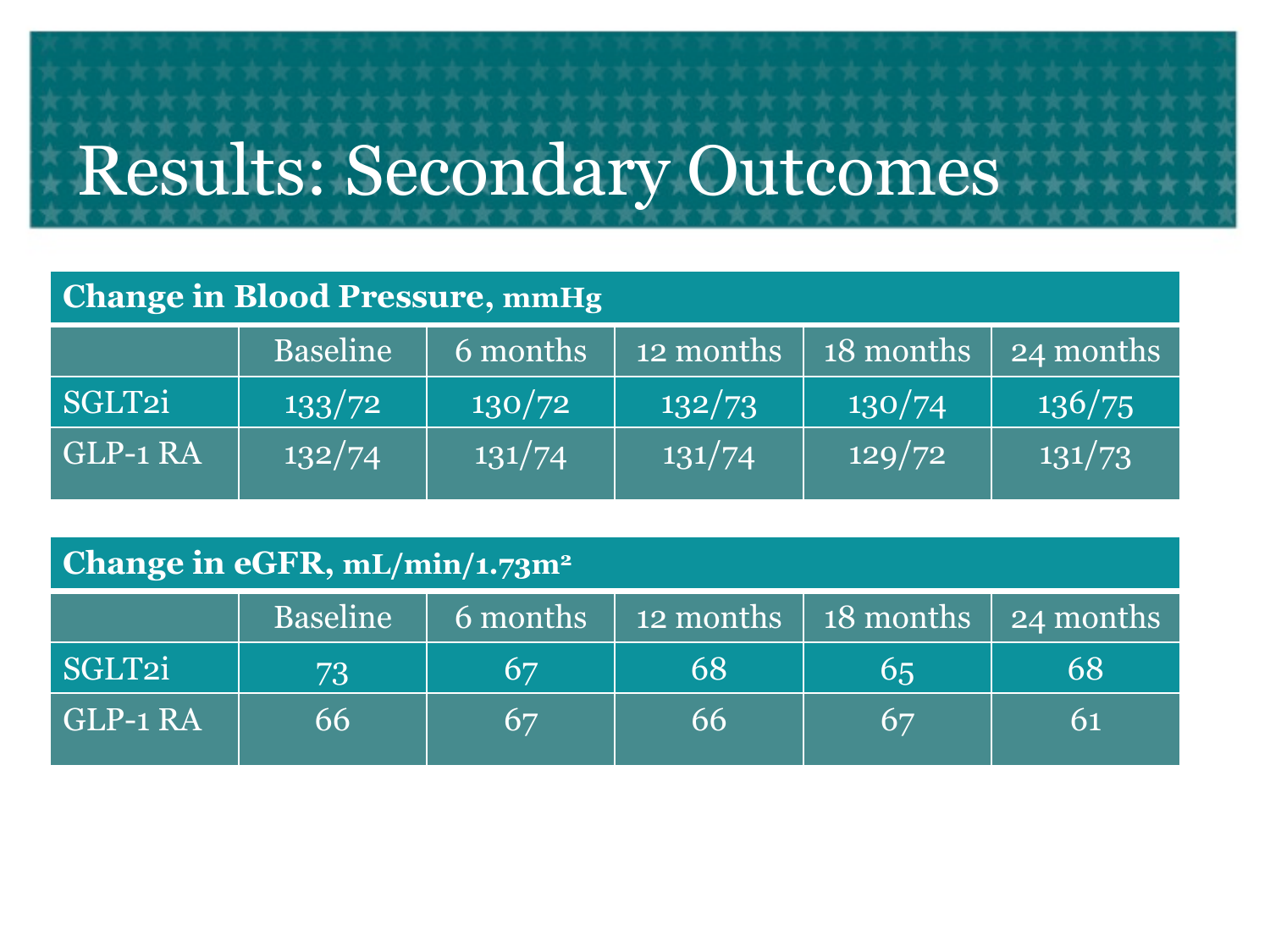# Results: Secondary Outcomes

| Change in Blood Pressure, mmHg | | | | | |
|---|---|---|---|---|---|
| | Baseline | 6 months | 12 months | 18 months | 24 months |
| SGLT2i | 133/72 | 130/72 | 132/73 | 130/74 | 136/75 |
| GLP-1 RA | 132/74 | 131/74 | 131/74 | 129/72 | 131/73 |

| Change in eGFR, mL/min/1.73m$^2$ | | | | | |
|---|---|---|---|---|---|
| | Baseline | 6 months | 12 months | 18 months | 24 months |
| SGLT2i | 73 | 67 | 68 | 65 | 68 |
| GLP-1 RA | 66 | 67 | 66 | 67 | 61 |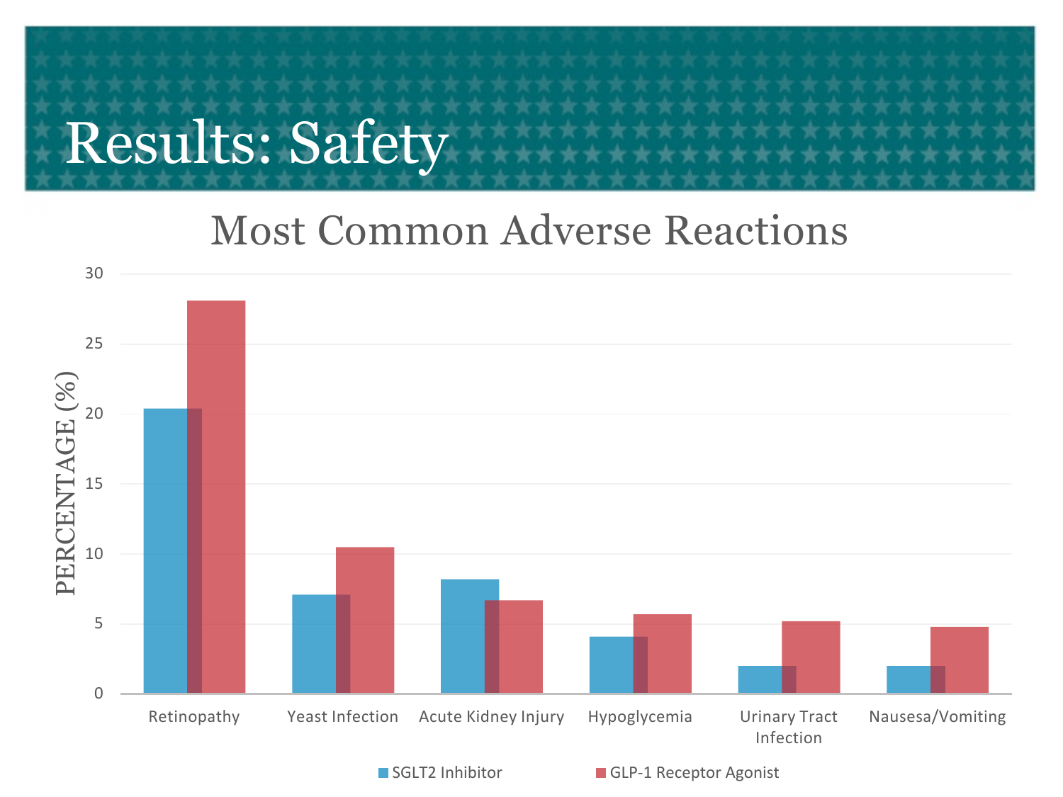# Results: Safety

## Most Common Adverse Reactions

PERCENTAGE (%)

| Adverse Reaction | SGLT2 Inhibitor | GLP-1 Receptor Agonist |
|---|---|---|
| Retinopathy | ~20.4 | ~28.1 |
| Yeast Infection | ~7.1 | ~10.5 |
| Acute Kidney Injury | ~8.2 | ~6.7 |
| Hypoglycemia | ~4.1 | ~5.7 |
| Urinary Tract Infection | ~2.0 | ~5.2 |
| Nausesa/Vomiting | ~2.0 | ~4.8 |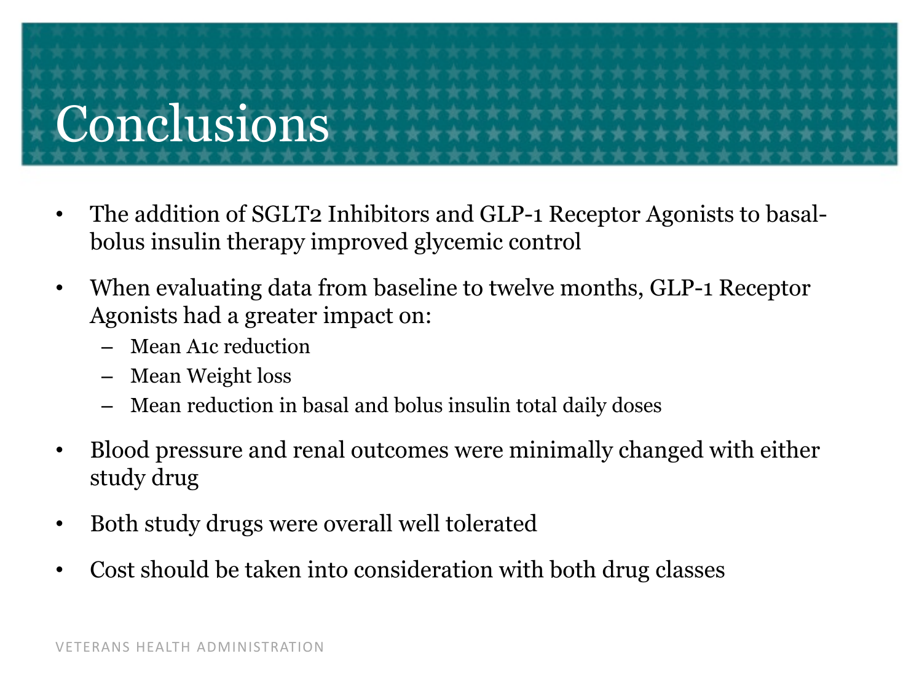# Conclusions

- The addition of SGLT2 Inhibitors and GLP-1 Receptor Agonists to basal-bolus insulin therapy improved glycemic control
- When evaluating data from baseline to twelve months, GLP-1 Receptor Agonists had a greater impact on:
  - Mean A1c reduction
  - Mean Weight loss
  - Mean reduction in basal and bolus insulin total daily doses
- Blood pressure and renal outcomes were minimally changed with either study drug
- Both study drugs were overall well tolerated
- Cost should be taken into consideration with both drug classes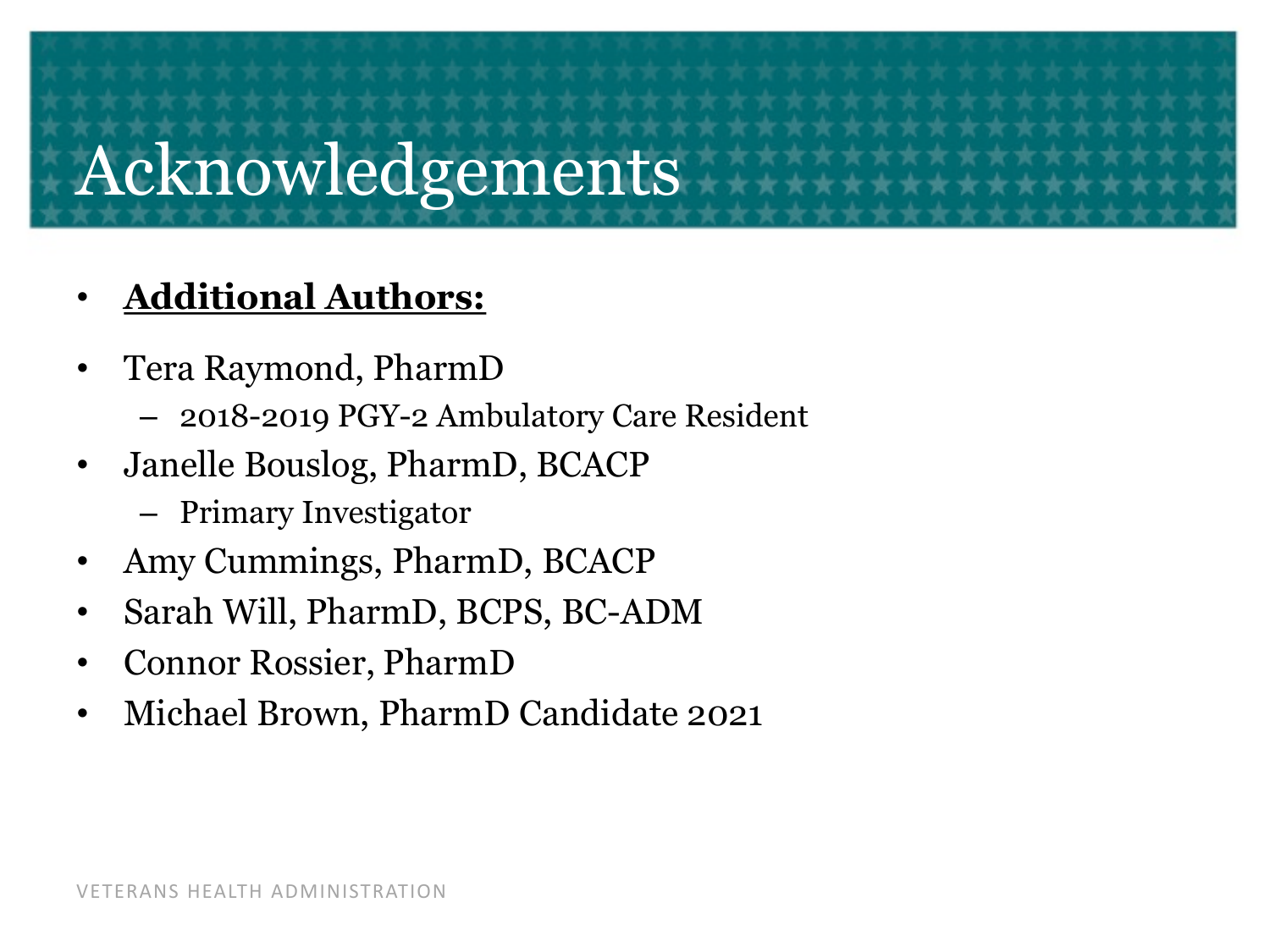# Acknowledgements

- **<u>Additional Authors:</u>**
- Tera Raymond, PharmD
  - 2018-2019 PGY-2 Ambulatory Care Resident
- Janelle Bouslog, PharmD, BCACP
  - Primary Investigator
- Amy Cummings, PharmD, BCACP
- Sarah Will, PharmD, BCPS, BC-ADM
- Connor Rossier, PharmD
- Michael Brown, PharmD Candidate 2021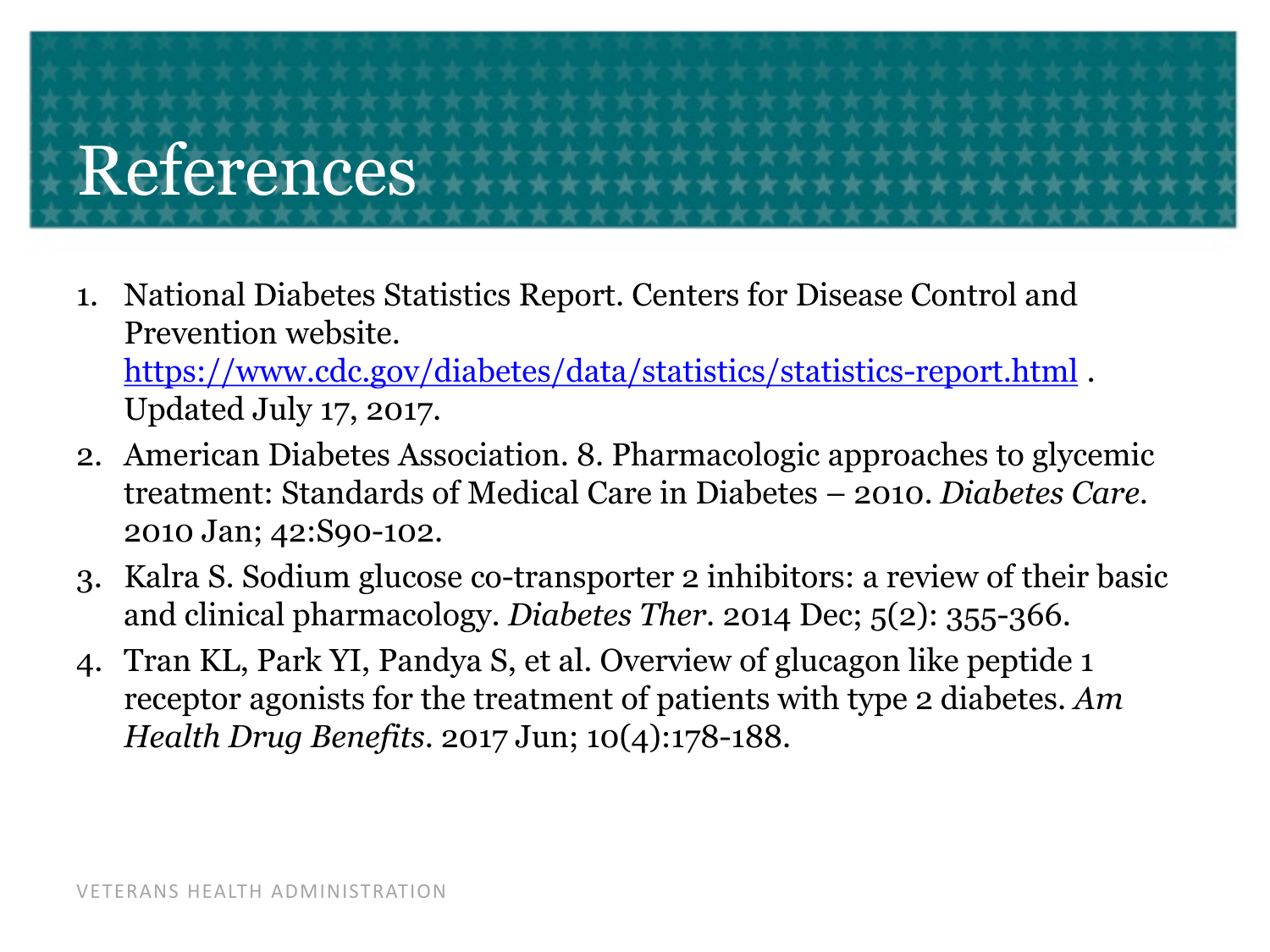# References

1. National Diabetes Statistics Report. Centers for Disease Control and Prevention website. https://www.cdc.gov/diabetes/data/statistics/statistics-report.html . Updated July 17, 2017.
2. American Diabetes Association. 8. Pharmacologic approaches to glycemic treatment: Standards of Medical Care in Diabetes – 2010. *Diabetes Care*. 2010 Jan; 42:S90-102.
3. Kalra S. Sodium glucose co-transporter 2 inhibitors: a review of their basic and clinical pharmacology. *Diabetes Ther*. 2014 Dec; 5(2): 355-366.
4. Tran KL, Park YI, Pandya S, et al. Overview of glucagon like peptide 1 receptor agonists for the treatment of patients with type 2 diabetes. *Am Health Drug Benefits*. 2017 Jun; 10(4):178-188.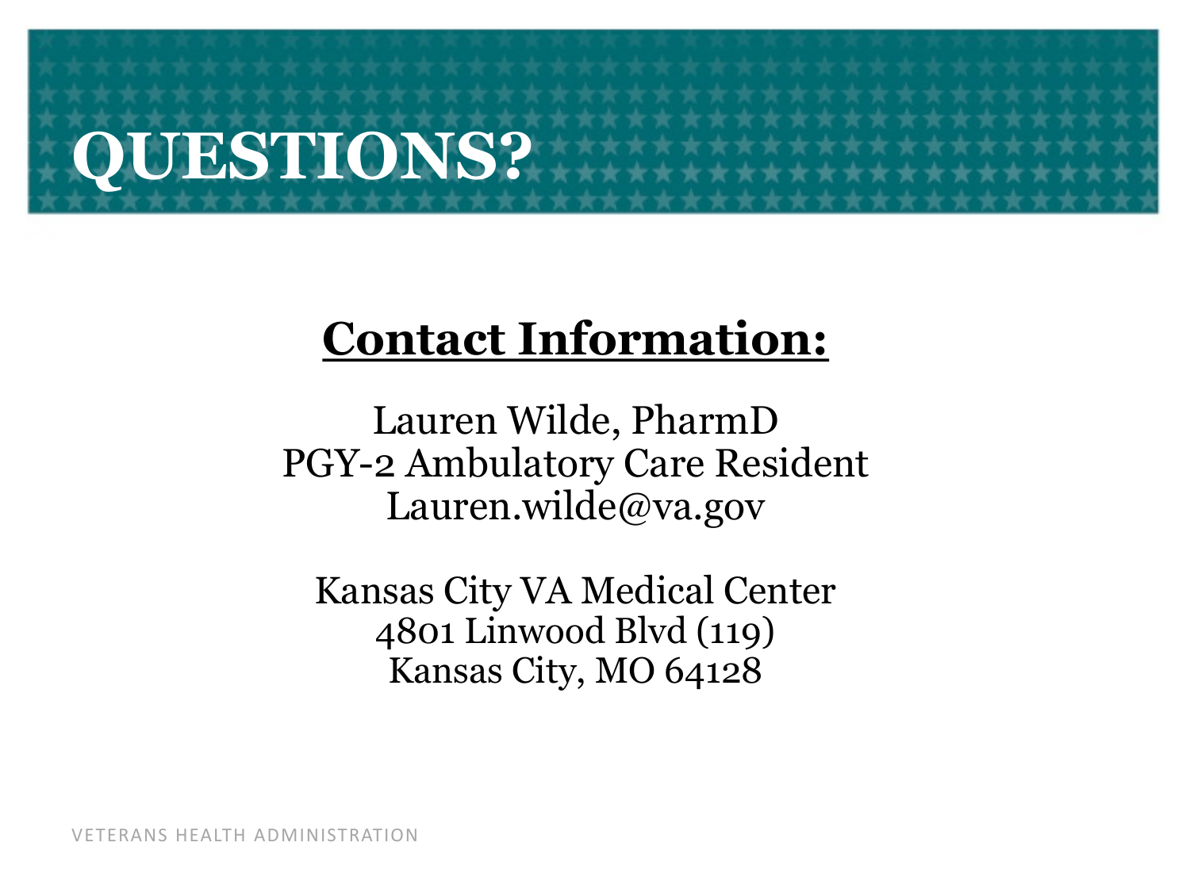# QUESTIONS?

## Contact Information:

Lauren Wilde, PharmD
PGY-2 Ambulatory Care Resident
Lauren.wilde@va.gov

Kansas City VA Medical Center
4801 Linwood Blvd (119)
Kansas City, MO 64128